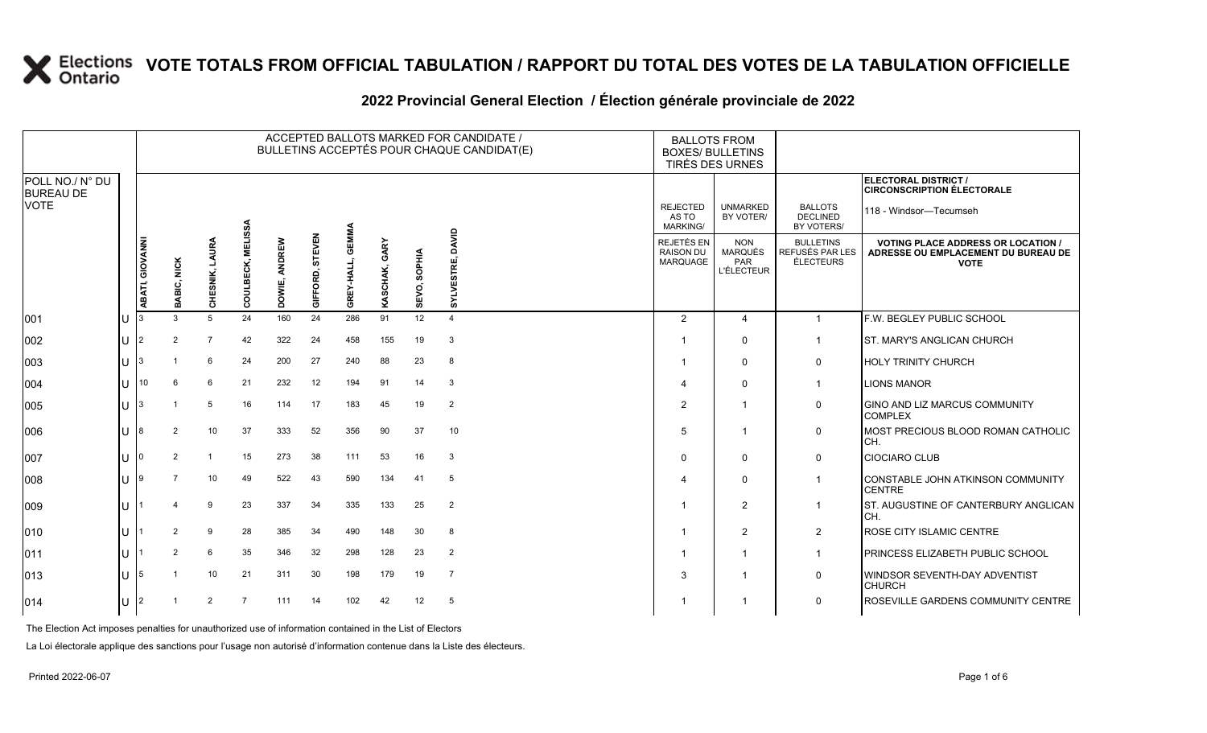# VOTE TOTALS FROM OFFICIAL TABULATION / RAPPORT DU TOTAL DES VOTES DE LA TABULATION OFFICIELLE

## 2022 Provincial General Election / Élection générale provinciale de 2022

| POLL NO./ N° DU BUREAU DE VOTE | | ACCEPTED BALLOTS MARKED FOR CANDIDATE / BULLETINS ACCEPTÉS POUR CHAQUE CANDIDAT(E) | | | | | | | | | | BALLOTS FROM BOXES/ BULLETINS TIRÉS DES URNES | | | ELECTORAL DISTRICT / CIRCONSCRIPTION ÉLECTORALE 118 - Windsor—Tecumseh |
|---|---|---|---|---|---|---|---|---|---|---|---|---|---|---|---|
| | | ABATI, GIOVANNI | BABIC, NICK | CHESNIK, LAURA | COULBECK, MELISSA | DOWIE, ANDREW | GIFFORD, STEVEN | GREY-HALL, GEMMA | KASCHAK, GARY | SEVO, SOPHIA | SYLVESTRE, DAVID | REJECTED AS TO MARKING/ REJETÉS EN RAISON DU MARQUAGE | UNMARKED BY VOTER/ NON MARQUÉS PAR L'ÉLECTEUR | BALLOTS DECLINED BY VOTERS/ BULLETINS REFUSÉS PAR LES ÉLECTEURS | VOTING PLACE ADDRESS OR LOCATION / ADRESSE OU EMPLACEMENT DU BUREAU DE VOTE |
| 001 | U | 3 | 3 | 5 | 24 | 160 | 24 | 286 | 91 | 12 | 4 | 2 | 4 | 1 | F.W. BEGLEY PUBLIC SCHOOL |
| 002 | U | 2 | 2 | 7 | 42 | 322 | 24 | 458 | 155 | 19 | 3 | 1 | 0 | 1 | ST. MARY'S ANGLICAN CHURCH |
| 003 | U | 3 | 1 | 6 | 24 | 200 | 27 | 240 | 88 | 23 | 8 | 1 | 0 | 0 | HOLY TRINITY CHURCH |
| 004 | U | 10 | 6 | 6 | 21 | 232 | 12 | 194 | 91 | 14 | 3 | 4 | 0 | 1 | LIONS MANOR |
| 005 | U | 3 | 1 | 5 | 16 | 114 | 17 | 183 | 45 | 19 | 2 | 2 | 1 | 0 | GINO AND LIZ MARCUS COMMUNITY COMPLEX |
| 006 | U | 8 | 2 | 10 | 37 | 333 | 52 | 356 | 90 | 37 | 10 | 5 | 1 | 0 | MOST PRECIOUS BLOOD ROMAN CATHOLIC CH. |
| 007 | U | 0 | 2 | 1 | 15 | 273 | 38 | 111 | 53 | 16 | 3 | 0 | 0 | 0 | CIOCIARO CLUB |
| 008 | U | 9 | 7 | 10 | 49 | 522 | 43 | 590 | 134 | 41 | 5 | 4 | 0 | 1 | CONSTABLE JOHN ATKINSON COMMUNITY CENTRE |
| 009 | U | 1 | 4 | 9 | 23 | 337 | 34 | 335 | 133 | 25 | 2 | 1 | 2 | 1 | ST. AUGUSTINE OF CANTERBURY ANGLICAN CH. |
| 010 | U | 1 | 2 | 9 | 28 | 385 | 34 | 490 | 148 | 30 | 8 | 1 | 2 | 2 | ROSE CITY ISLAMIC CENTRE |
| 011 | U | 1 | 2 | 6 | 35 | 346 | 32 | 298 | 128 | 23 | 2 | 1 | 1 | 1 | PRINCESS ELIZABETH PUBLIC SCHOOL |
| 013 | U | 5 | 1 | 10 | 21 | 311 | 30 | 198 | 179 | 19 | 7 | 3 | 1 | 0 | WINDSOR SEVENTH-DAY ADVENTIST CHURCH |
| 014 | U | 2 | 1 | 2 | 7 | 111 | 14 | 102 | 42 | 12 | 5 | 1 | 1 | 0 | ROSEVILLE GARDENS COMMUNITY CENTRE |

The Election Act imposes penalties for unauthorized use of information contained in the List of Electors

La Loi électorale applique des sanctions pour l'usage non autorisé d'information contenue dans la Liste des électeurs.

Printed 2022-06-07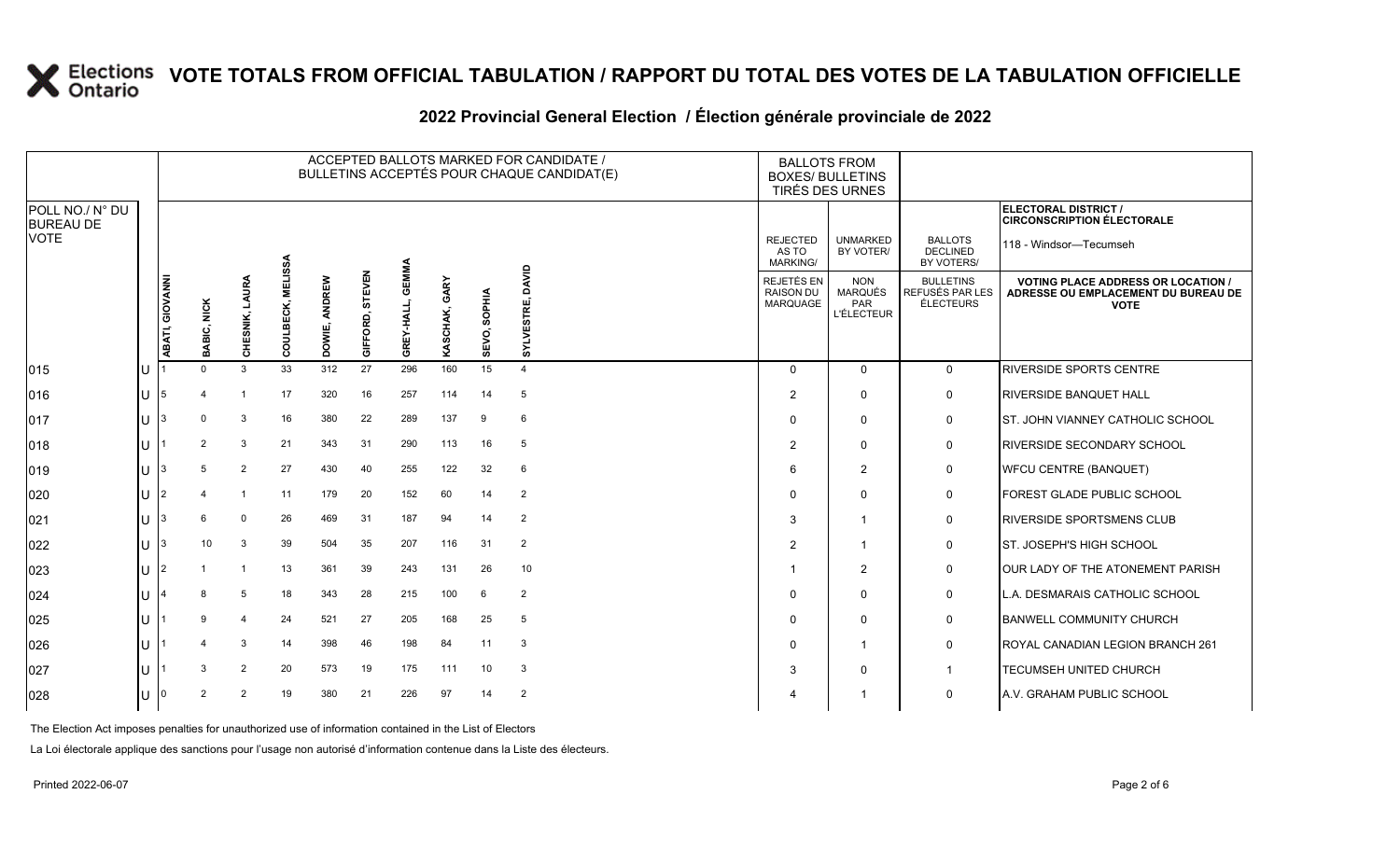# VOTE TOTALS FROM OFFICIAL TABULATION / RAPPORT DU TOTAL DES VOTES DE LA TABULATION OFFICIELLE

## 2022 Provincial General Election / Élection générale provinciale de 2022

ELECTORAL DISTRICT / CIRCONSCRIPTION ÉLECTORALE: 118 - Windsor—Tecumseh

| POLL NO./ N° DU BUREAU DE VOTE | | ABATI, GIOVANNI | BABIC, NICK | CHESNIK, LAURA | COULBECK, MELISSA | DOWIE, ANDREW | GIFFORD, STEVEN | GREY-HALL, GEMMA | KASCHAK, GARY | SEVO, SOPHIA | SYLVESTRE, DAVID | REJECTED AS TO MARKING/ REJETÉS EN RAISON DU MARQUAGE | UNMARKED BY VOTER/ NON MARQUÉS PAR L'ÉLECTEUR | BALLOTS DECLINED BY VOTERS/ BULLETINS REFUSÉS PAR LES ÉLECTEURS | VOTING PLACE ADDRESS OR LOCATION / ADRESSE OU EMPLACEMENT DU BUREAU DE VOTE |
|---|---|---|---|---|---|---|---|---|---|---|---|---|---|---|---|
| 015 | U | 1 | 0 | 3 | 33 | 312 | 27 | 296 | 160 | 15 | 4 | 0 | 0 | 0 | RIVERSIDE SPORTS CENTRE |
| 016 | U | 5 | 4 | 1 | 17 | 320 | 16 | 257 | 114 | 14 | 5 | 2 | 0 | 0 | RIVERSIDE BANQUET HALL |
| 017 | U | 3 | 0 | 3 | 16 | 380 | 22 | 289 | 137 | 9 | 6 | 0 | 0 | 0 | ST. JOHN VIANNEY CATHOLIC SCHOOL |
| 018 | U | 1 | 2 | 3 | 21 | 343 | 31 | 290 | 113 | 16 | 5 | 2 | 0 | 0 | RIVERSIDE SECONDARY SCHOOL |
| 019 | U | 3 | 5 | 2 | 27 | 430 | 40 | 255 | 122 | 32 | 6 | 6 | 2 | 0 | WFCU CENTRE (BANQUET) |
| 020 | U | 2 | 4 | 1 | 11 | 179 | 20 | 152 | 60 | 14 | 2 | 0 | 0 | 0 | FOREST GLADE PUBLIC SCHOOL |
| 021 | U | 3 | 6 | 0 | 26 | 469 | 31 | 187 | 94 | 14 | 2 | 3 | 1 | 0 | RIVERSIDE SPORTSMENS CLUB |
| 022 | U | 3 | 10 | 3 | 39 | 504 | 35 | 207 | 116 | 31 | 2 | 2 | 1 | 0 | ST. JOSEPH'S HIGH SCHOOL |
| 023 | U | 2 | 1 | 1 | 13 | 361 | 39 | 243 | 131 | 26 | 10 | 1 | 2 | 0 | OUR LADY OF THE ATONEMENT PARISH |
| 024 | U | 4 | 8 | 5 | 18 | 343 | 28 | 215 | 100 | 6 | 2 | 0 | 0 | 0 | L.A. DESMARAIS CATHOLIC SCHOOL |
| 025 | U | 1 | 9 | 4 | 24 | 521 | 27 | 205 | 168 | 25 | 5 | 0 | 0 | 0 | BANWELL COMMUNITY CHURCH |
| 026 | U | 1 | 4 | 3 | 14 | 398 | 46 | 198 | 84 | 11 | 3 | 0 | 1 | 0 | ROYAL CANADIAN LEGION BRANCH 261 |
| 027 | U | 1 | 3 | 2 | 20 | 573 | 19 | 175 | 111 | 10 | 3 | 3 | 0 | 1 | TECUMSEH UNITED CHURCH |
| 028 | U | 0 | 2 | 2 | 19 | 380 | 21 | 226 | 97 | 14 | 2 | 4 | 1 | 0 | A.V. GRAHAM PUBLIC SCHOOL |

The Election Act imposes penalties for unauthorized use of information contained in the List of Electors

La Loi électorale applique des sanctions pour l'usage non autorisé d'information contenue dans la Liste des électeurs.

Printed 2022-06-07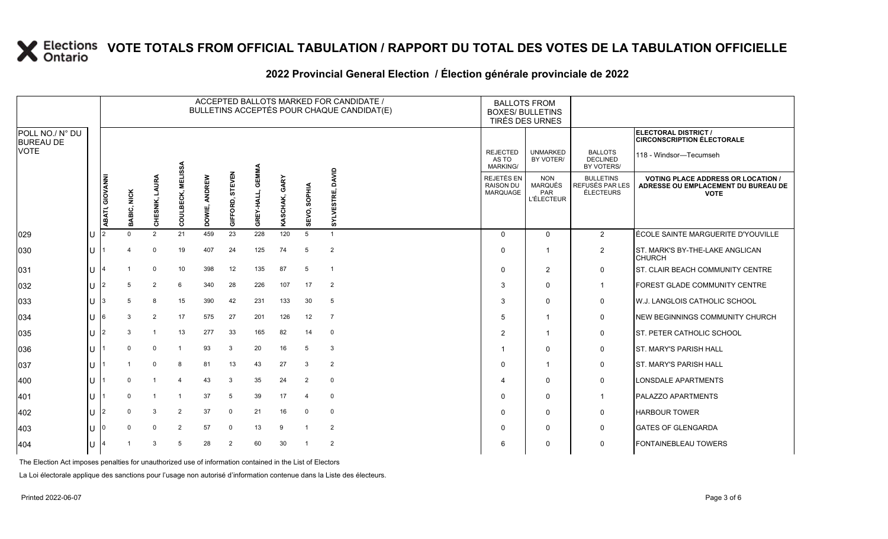# VOTE TOTALS FROM OFFICIAL TABULATION / RAPPORT DU TOTAL DES VOTES DE LA TABULATION OFFICIELLE

## 2022 Provincial General Election / Élection générale provinciale de 2022

ELECTORAL DISTRICT / CIRCONSCRIPTION ÉLECTORALE: 118 - Windsor—Tecumseh

| POLL NO./ N° DU BUREAU DE VOTE | | ABATI, GIOVANNI | BABIC, NICK | CHESNIK, LAURA | COULBECK, MELISSA | DOWIE, ANDREW | GIFFORD, STEVEN | GREY-HALL, GEMMA | KASCHAK, GARY | SEVO, SOPHIA | SYLVESTRE, DAVID | REJECTED AS TO MARKING/ REJETÉS EN RAISON DU MARQUAGE | UNMARKED BY VOTER/ NON MARQUÉS PAR L'ÉLECTEUR | BALLOTS DECLINED BY VOTERS/ BULLETINS REFUSÉS PAR LES ÉLECTEURS | VOTING PLACE ADDRESS OR LOCATION / ADRESSE OU EMPLACEMENT DU BUREAU DE VOTE |
|---|---|---|---|---|---|---|---|---|---|---|---|---|---|---|---|
| 029 | U | 2 | 0 | 2 | 21 | 459 | 23 | 228 | 120 | 5 | 1 | 0 | 0 | 2 | ÉCOLE SAINTE MARGUERITE D'YOUVILLE |
| 030 | U | 1 | 4 | 0 | 19 | 407 | 24 | 125 | 74 | 5 | 2 | 0 | 1 | 2 | ST. MARK'S BY-THE-LAKE ANGLICAN CHURCH |
| 031 | U | 4 | 1 | 0 | 10 | 398 | 12 | 135 | 87 | 5 | 1 | 0 | 2 | 0 | ST. CLAIR BEACH COMMUNITY CENTRE |
| 032 | U | 2 | 5 | 2 | 6 | 340 | 28 | 226 | 107 | 17 | 2 | 3 | 0 | 1 | FOREST GLADE COMMUNITY CENTRE |
| 033 | U | 3 | 5 | 8 | 15 | 390 | 42 | 231 | 133 | 30 | 5 | 3 | 0 | 0 | W.J. LANGLOIS CATHOLIC SCHOOL |
| 034 | U | 6 | 3 | 2 | 17 | 575 | 27 | 201 | 126 | 12 | 7 | 5 | 1 | 0 | NEW BEGINNINGS COMMUNITY CHURCH |
| 035 | U | 2 | 3 | 1 | 13 | 277 | 33 | 165 | 82 | 14 | 0 | 2 | 1 | 0 | ST. PETER CATHOLIC SCHOOL |
| 036 | U | 1 | 0 | 0 | 1 | 93 | 3 | 20 | 16 | 5 | 3 | 1 | 0 | 0 | ST. MARY'S PARISH HALL |
| 037 | U | 1 | 1 | 0 | 8 | 81 | 13 | 43 | 27 | 3 | 2 | 0 | 1 | 0 | ST. MARY'S PARISH HALL |
| 400 | U | 1 | 0 | 1 | 4 | 43 | 3 | 35 | 24 | 2 | 0 | 4 | 0 | 0 | LONSDALE APARTMENTS |
| 401 | U | 1 | 0 | 1 | 1 | 37 | 5 | 39 | 17 | 4 | 0 | 0 | 0 | 1 | PALAZZO APARTMENTS |
| 402 | U | 2 | 0 | 3 | 2 | 37 | 0 | 21 | 16 | 0 | 0 | 0 | 0 | 0 | HARBOUR TOWER |
| 403 | U | 0 | 0 | 0 | 2 | 57 | 0 | 13 | 9 | 1 | 2 | 0 | 0 | 0 | GATES OF GLENGARDA |
| 404 | U | 4 | 1 | 3 | 5 | 28 | 2 | 60 | 30 | 1 | 2 | 6 | 0 | 0 | FONTAINEBLEAU TOWERS |

The Election Act imposes penalties for unauthorized use of information contained in the List of Electors

La Loi électorale applique des sanctions pour l'usage non autorisé d'information contenue dans la Liste des électeurs.

Printed 2022-06-07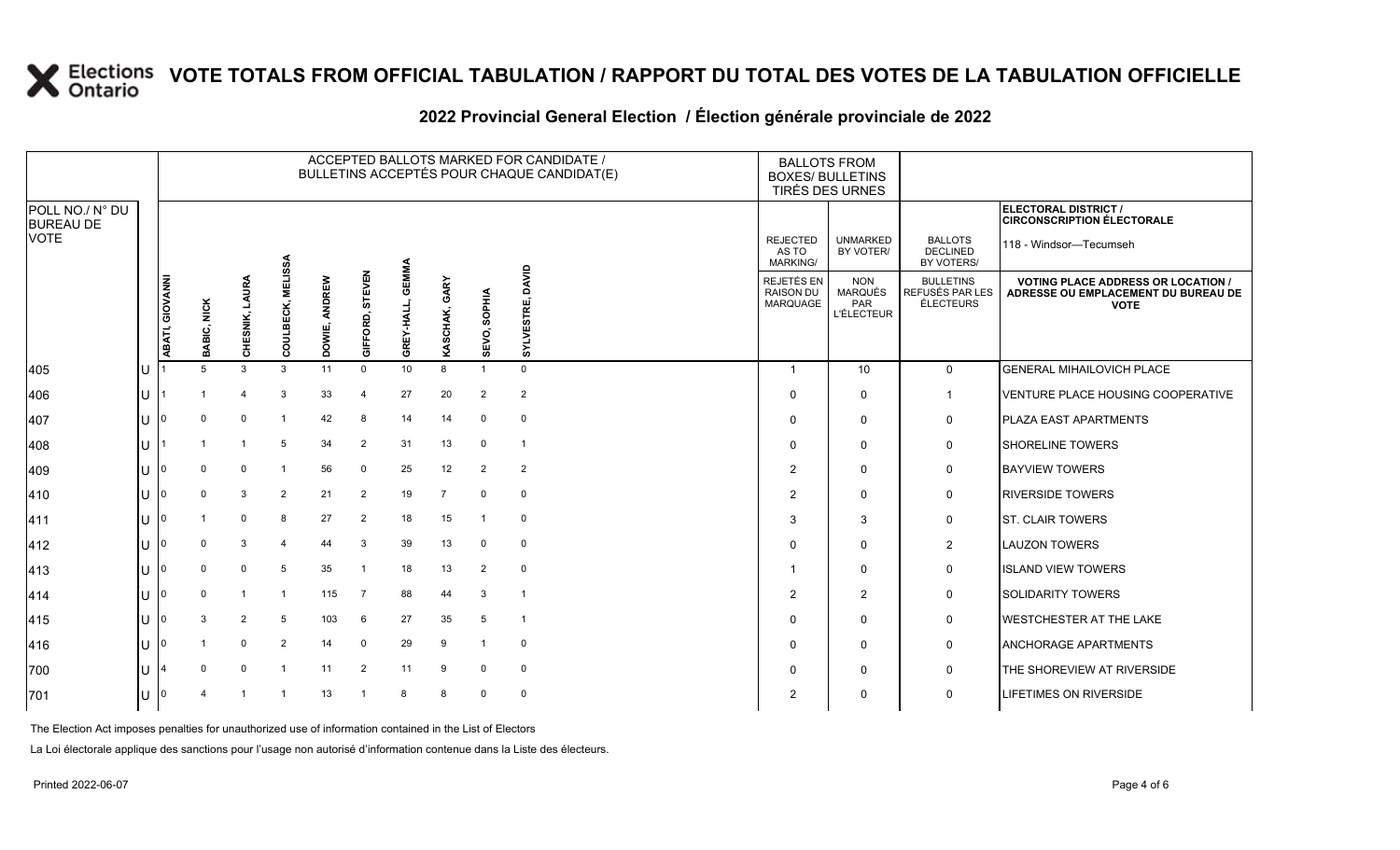# VOTE TOTALS FROM OFFICIAL TABULATION / RAPPORT DU TOTAL DES VOTES DE LA TABULATION OFFICIELLE

## 2022 Provincial General Election / Élection générale provinciale de 2022

ELECTORAL DISTRICT / CIRCONSCRIPTION ÉLECTORALE: 118 - Windsor—Tecumseh

| POLL NO./ N° DU BUREAU DE VOTE | | ABATI, GIOVANNI | BABIC, NICK | CHESNIK, LAURA | COULBECK, MELISSA | DOWIE, ANDREW | GIFFORD, STEVEN | GREY-HALL, GEMMA | KASCHAK, GARY | SEVO, SOPHIA | SYLVESTRE, DAVID | REJECTED AS TO MARKING/ REJETÉS EN RAISON DU MARQUAGE | UNMARKED BY VOTER/ NON MARQUÉS PAR L'ÉLECTEUR | BALLOTS DECLINED BY VOTERS/ BULLETINS REFUSÉS PAR LES ÉLECTEURS | VOTING PLACE ADDRESS OR LOCATION / ADRESSE OU EMPLACEMENT DU BUREAU DE VOTE |
|---|---|---|---|---|---|---|---|---|---|---|---|---|---|---|---|
| 405 | U | 1 | 5 | 3 | 3 | 11 | 0 | 10 | 8 | 1 | 0 | 1 | 10 | 0 | GENERAL MIHAILOVICH PLACE |
| 406 | U | 1 | 1 | 4 | 3 | 33 | 4 | 27 | 20 | 2 | 2 | 0 | 0 | 1 | VENTURE PLACE HOUSING COOPERATIVE |
| 407 | U | 0 | 0 | 0 | 1 | 42 | 8 | 14 | 14 | 0 | 0 | 0 | 0 | 0 | PLAZA EAST APARTMENTS |
| 408 | U | 1 | 1 | 1 | 5 | 34 | 2 | 31 | 13 | 0 | 1 | 0 | 0 | 0 | SHORELINE TOWERS |
| 409 | U | 0 | 0 | 0 | 1 | 56 | 0 | 25 | 12 | 2 | 2 | 2 | 0 | 0 | BAYVIEW TOWERS |
| 410 | U | 0 | 0 | 3 | 2 | 21 | 2 | 19 | 7 | 0 | 0 | 2 | 0 | 0 | RIVERSIDE TOWERS |
| 411 | U | 0 | 1 | 0 | 8 | 27 | 2 | 18 | 15 | 1 | 0 | 3 | 3 | 0 | ST. CLAIR TOWERS |
| 412 | U | 0 | 0 | 3 | 4 | 44 | 3 | 39 | 13 | 0 | 0 | 0 | 0 | 2 | LAUZON TOWERS |
| 413 | U | 0 | 0 | 0 | 5 | 35 | 1 | 18 | 13 | 2 | 0 | 1 | 0 | 0 | ISLAND VIEW TOWERS |
| 414 | U | 0 | 0 | 1 | 1 | 115 | 7 | 88 | 44 | 3 | 1 | 2 | 2 | 0 | SOLIDARITY TOWERS |
| 415 | U | 0 | 3 | 2 | 5 | 103 | 6 | 27 | 35 | 5 | 1 | 0 | 0 | 0 | WESTCHESTER AT THE LAKE |
| 416 | U | 0 | 1 | 0 | 2 | 14 | 0 | 29 | 9 | 1 | 0 | 0 | 0 | 0 | ANCHORAGE APARTMENTS |
| 700 | U | 4 | 0 | 0 | 1 | 11 | 2 | 11 | 9 | 0 | 0 | 0 | 0 | 0 | THE SHOREVIEW AT RIVERSIDE |
| 701 | U | 0 | 4 | 1 | 1 | 13 | 1 | 8 | 8 | 0 | 0 | 2 | 0 | 0 | LIFETIMES ON RIVERSIDE |

The Election Act imposes penalties for unauthorized use of information contained in the List of Electors

La Loi électorale applique des sanctions pour l'usage non autorisé d'information contenue dans la Liste des électeurs.

Printed 2022-06-07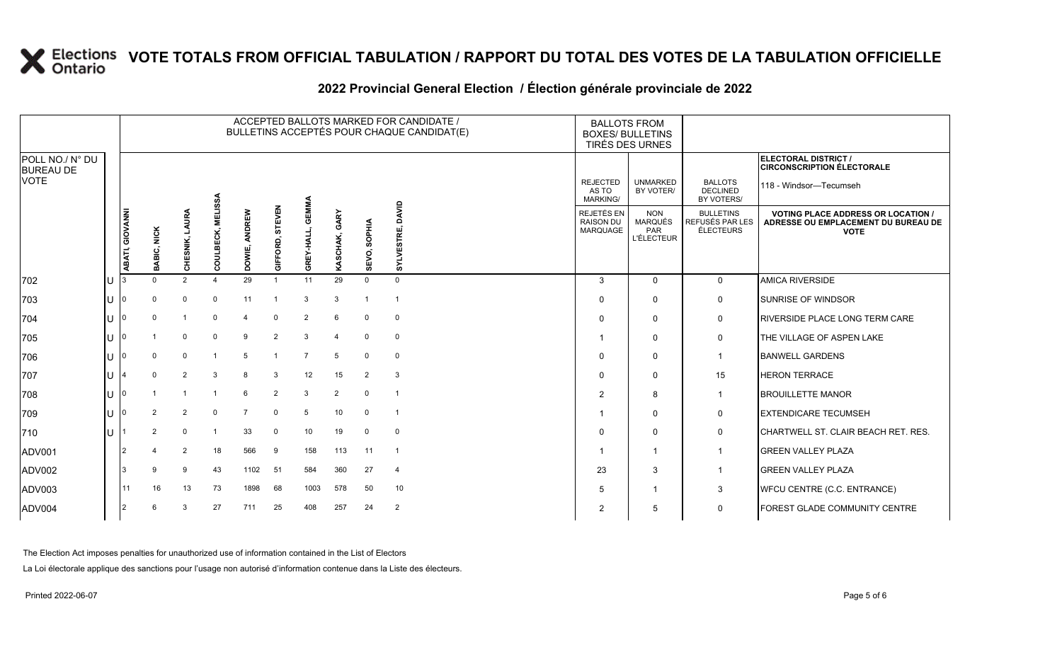# VOTE TOTALS FROM OFFICIAL TABULATION / RAPPORT DU TOTAL DES VOTES DE LA TABULATION OFFICIELLE

## 2022 Provincial General Election / Élection générale provinciale de 2022

ELECTORAL DISTRICT / CIRCONSCRIPTION ÉLECTORALE: 118 - Windsor—Tecumseh

| POLL NO./ N° DU BUREAU DE VOTE | | ACCEPTED BALLOTS MARKED FOR CANDIDATE / BULLETINS ACCEPTÉS POUR CHAQUE CANDIDAT(E) | | | | | | | | | | BALLOTS FROM BOXES/ BULLETINS TIRÉS DES URNES | | | |
|---|---|---|---|---|---|---|---|---|---|---|---|---|---|---|---|
| | | ABATI, GIOVANNI | BABIC, NICK | CHESNIK, LAURA | COULBECK, MELISSA | DOWIE, ANDREW | GIFFORD, STEVEN | GREY-HALL, GEMMA | KASCHAK, GARY | SEVO, SOPHIA | SYLVESTRE, DAVID | REJECTED AS TO MARKING/ REJETÉS EN RAISON DU MARQUAGE | UNMARKED BY VOTER/ NON MARQUÉS PAR L'ÉLECTEUR | BALLOTS DECLINED BY VOTERS/ BULLETINS REFUSÉS PAR LES ÉLECTEURS | VOTING PLACE ADDRESS OR LOCATION / ADRESSE OU EMPLACEMENT DU BUREAU DE VOTE |
| 702 | U | 3 | 0 | 2 | 4 | 29 | 1 | 11 | 29 | 0 | 0 | 3 | 0 | 0 | AMICA RIVERSIDE |
| 703 | U | 0 | 0 | 0 | 0 | 11 | 1 | 3 | 3 | 1 | 1 | 0 | 0 | 0 | SUNRISE OF WINDSOR |
| 704 | U | 0 | 0 | 1 | 0 | 4 | 0 | 2 | 6 | 0 | 0 | 0 | 0 | 0 | RIVERSIDE PLACE LONG TERM CARE |
| 705 | U | 0 | 1 | 0 | 0 | 9 | 2 | 3 | 4 | 0 | 0 | 1 | 0 | 0 | THE VILLAGE OF ASPEN LAKE |
| 706 | U | 0 | 0 | 0 | 1 | 5 | 1 | 7 | 5 | 0 | 0 | 0 | 0 | 1 | BANWELL GARDENS |
| 707 | U | 4 | 0 | 2 | 3 | 8 | 3 | 12 | 15 | 2 | 3 | 0 | 0 | 15 | HERON TERRACE |
| 708 | U | 0 | 1 | 1 | 1 | 6 | 2 | 3 | 2 | 0 | 1 | 2 | 8 | 1 | BROUILLETTE MANOR |
| 709 | U | 0 | 2 | 2 | 0 | 7 | 0 | 5 | 10 | 0 | 1 | 1 | 0 | 0 | EXTENDICARE TECUMSEH |
| 710 | U | 1 | 2 | 0 | 1 | 33 | 0 | 10 | 19 | 0 | 0 | 0 | 0 | 0 | CHARTWELL ST. CLAIR BEACH RET. RES. |
| ADV001 | | 2 | 4 | 2 | 18 | 566 | 9 | 158 | 113 | 11 | 1 | 1 | 1 | 1 | GREEN VALLEY PLAZA |
| ADV002 | | 3 | 9 | 9 | 43 | 1102 | 51 | 584 | 360 | 27 | 4 | 23 | 3 | 1 | GREEN VALLEY PLAZA |
| ADV003 | | 11 | 16 | 13 | 73 | 1898 | 68 | 1003 | 578 | 50 | 10 | 5 | 1 | 3 | WFCU CENTRE (C.C. ENTRANCE) |
| ADV004 | | 2 | 6 | 3 | 27 | 711 | 25 | 408 | 257 | 24 | 2 | 2 | 5 | 0 | FOREST GLADE COMMUNITY CENTRE |

The Election Act imposes penalties for unauthorized use of information contained in the List of Electors

La Loi électorale applique des sanctions pour l'usage non autorisé d'information contenue dans la Liste des électeurs.

Printed 2022-06-07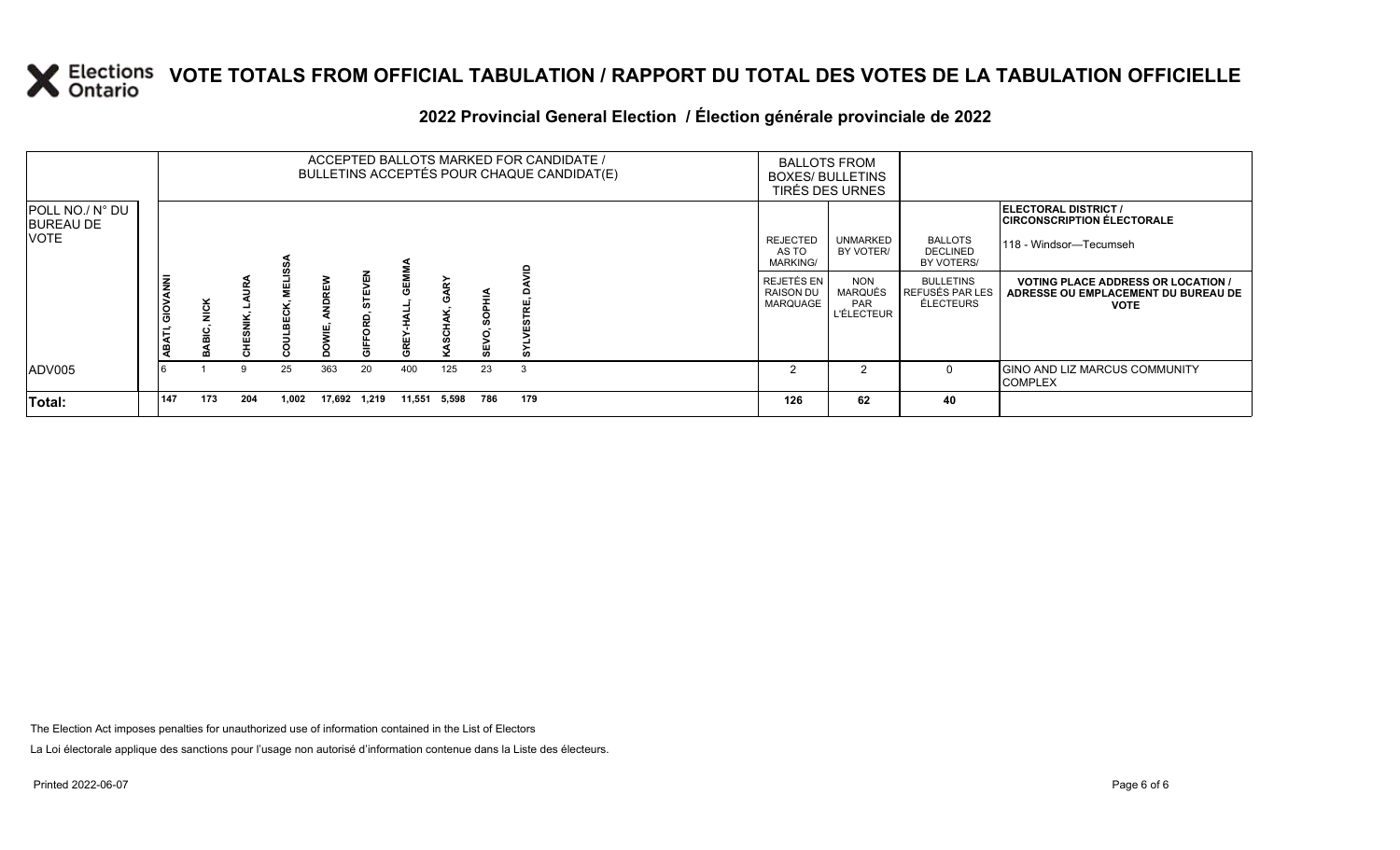# VOTE TOTALS FROM OFFICIAL TABULATION / RAPPORT DU TOTAL DES VOTES DE LA TABULATION OFFICIELLE

## 2022 Provincial General Election / Élection générale provinciale de 2022

| POLL NO./ N° DU BUREAU DE VOTE | ACCEPTED BALLOTS MARKED FOR CANDIDATE / BULLETINS ACCEPTÉS POUR CHAQUE CANDIDAT(E) | | | | | | | | | | BALLOTS FROM BOXES/ BULLETINS TIRÉS DES URNES | | | ELECTORAL DISTRICT / CIRCONSCRIPTION ÉLECTORALE 118 - Windsor—Tecumseh |
|---|---|---|---|---|---|---|---|---|---|---|---|---|---|---|
| | ABATI, GIOVANNI | BABIC, NICK | CHESNIK, LAURA | COULBECK, MELISSA | DOWIE, ANDREW | GIFFORD, STEVEN | GREY-HALL, GEMMA | KASCHAK, GARY | SEVO, SOPHIA | SYLVESTRE, DAVID | REJECTED AS TO MARKING/ REJETÉS EN RAISON DU MARQUAGE | UNMARKED BY VOTER/ NON MARQUÉS PAR L'ÉLECTEUR | BALLOTS DECLINED BY VOTERS/ BULLETINS REFUSÉS PAR LES ÉLECTEURS | VOTING PLACE ADDRESS OR LOCATION / ADRESSE OU EMPLACEMENT DU BUREAU DE VOTE |
| ADV005 | 6 | 1 | 9 | 25 | 363 | 20 | 400 | 125 | 23 | 3 | 2 | 2 | 0 | GINO AND LIZ MARCUS COMMUNITY COMPLEX |
| **Total:** | **147** | **173** | **204** | **1,002** | **17,692** | **1,219** | **11,551** | **5,598** | **786** | **179** | **126** | **62** | **40** | |

The Election Act imposes penalties for unauthorized use of information contained in the List of Electors

La Loi électorale applique des sanctions pour l'usage non autorisé d'information contenue dans la Liste des électeurs.

Printed 2022-06-07